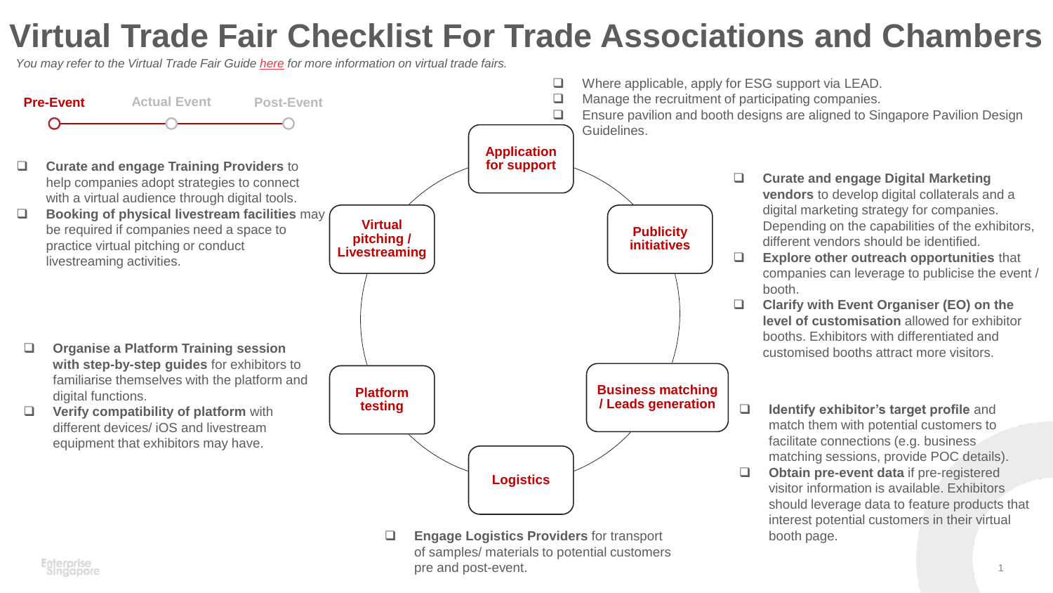# Virtual Trade Fair Checklist For Trade Associations and Chambers

*You may refer to the Virtual Trade Fair Guide here for more information on virtual trade fairs.*

**Pre-Event** — Actual Event — Post-Event

## Application for support

- ❑ Where applicable, apply for ESG support via LEAD.
- ❑ Manage the recruitment of participating companies.
- ❑ Ensure pavilion and booth designs are aligned to Singapore Pavilion Design Guidelines.

## Publicity initiatives

- ❑ **Curate and engage Digital Marketing vendors** to develop digital collaterals and a digital marketing strategy for companies. Depending on the capabilities of the exhibitors, different vendors should be identified.
- ❑ **Explore other outreach opportunities** that companies can leverage to publicise the event / booth.
- ❑ **Clarify with Event Organiser (EO) on the level of customisation** allowed for exhibitor booths. Exhibitors with differentiated and customised booths attract more visitors.

## Business matching / Leads generation

- ❑ **Identify exhibitor's target profile** and match them with potential customers to facilitate connections (e.g. business matching sessions, provide POC details).
- ❑ **Obtain pre-event data** if pre-registered visitor information is available. Exhibitors should leverage data to feature products that interest potential customers in their virtual booth page.

## Logistics

- ❑ **Engage Logistics Providers** for transport of samples/ materials to potential customers pre and post-event.

## Platform testing

- ❑ **Organise a Platform Training session with step-by-step guides** for exhibitors to familiarise themselves with the platform and digital functions.
- ❑ **Verify compatibility of platform** with different devices/ iOS and livestream equipment that exhibitors may have.

## Virtual pitching / Livestreaming

- ❑ **Curate and engage Training Providers** to help companies adopt strategies to connect with a virtual audience through digital tools.
- ❑ **Booking of physical livestream facilities** may be required if companies need a space to practice virtual pitching or conduct livestreaming activities.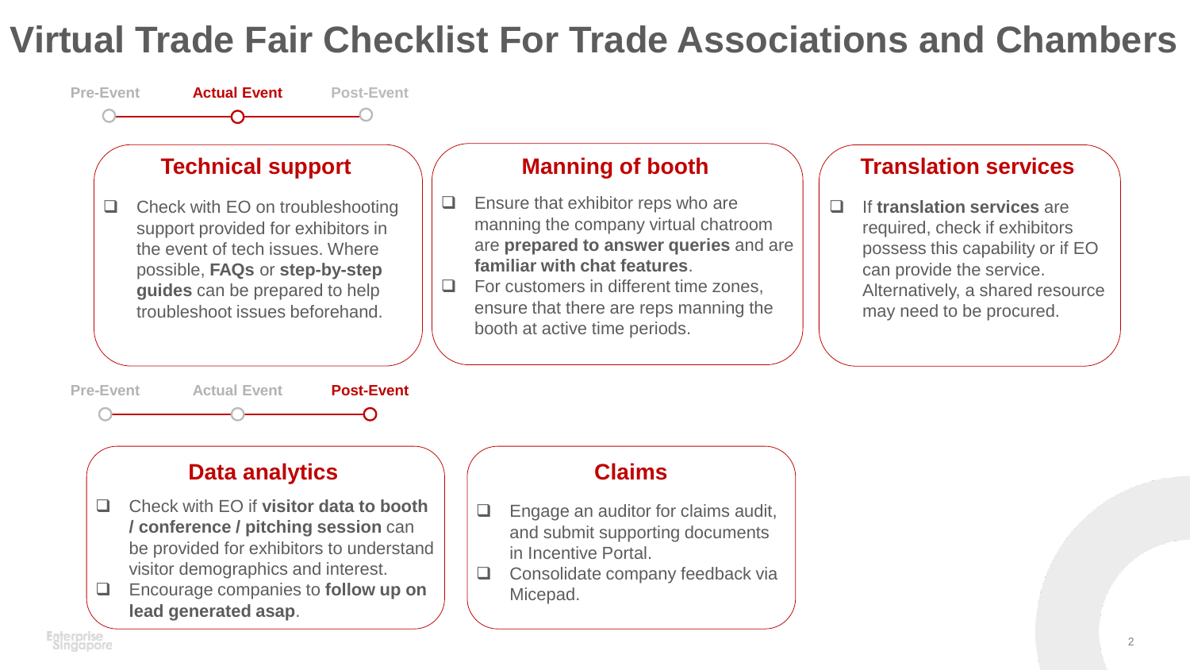# Virtual Trade Fair Checklist For Trade Associations and Chambers

Pre-Event | **Actual Event** | Post-Event

## Technical support

- Check with EO on troubleshooting support provided for exhibitors in the event of tech issues. Where possible, **FAQs** or **step-by-step guides** can be prepared to help troubleshoot issues beforehand.

## Manning of booth

- Ensure that exhibitor reps who are manning the company virtual chatroom are **prepared to answer queries** and are **familiar with chat features**.
- For customers in different time zones, ensure that there are reps manning the booth at active time periods.

## Translation services

- If **translation services** are required, check if exhibitors possess this capability or if EO can provide the service. Alternatively, a shared resource may need to be procured.

Pre-Event | Actual Event | **Post-Event**

## Data analytics

- Check with EO if **visitor data to booth / conference / pitching session** can be provided for exhibitors to understand visitor demographics and interest.
- Encourage companies to **follow up on lead generated asap**.

## Claims

- Engage an auditor for claims audit, and submit supporting documents in Incentive Portal.
- Consolidate company feedback via Micepad.